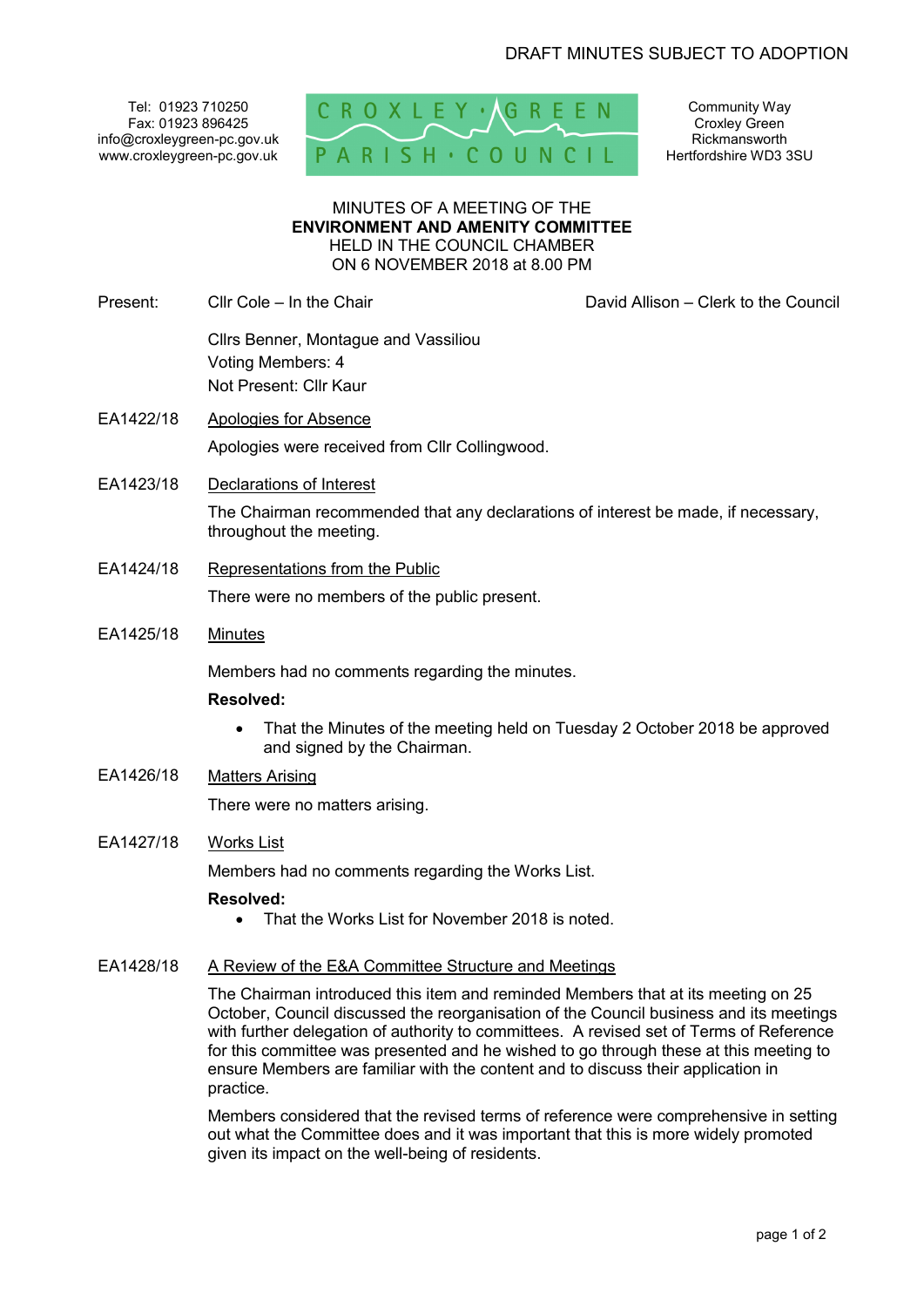DRAFT MINUTES SUBJECT TO ADOPTION

Tel: 01923 710250
Fax: 01923 896425
info@croxleygreen-pc.gov.uk
www.croxleygreen-pc.gov.uk

CROXLEY · GREEN PARISH · COUNCIL

Community Way
Croxley Green
Rickmansworth
Hertfordshire WD3 3SU

MINUTES OF A MEETING OF THE
**ENVIRONMENT AND AMENITY COMMITTEE**
HELD IN THE COUNCIL CHAMBER
ON 6 NOVEMBER 2018 at 8.00 PM

Present: Cllr Cole – In the Chair

David Allison – Clerk to the Council

Cllrs Benner, Montague and Vassiliou
Voting Members: 4
Not Present: Cllr Kaur

**EA1422/18** Apologies for Absence

Apologies were received from Cllr Collingwood.

**EA1423/18** Declarations of Interest

The Chairman recommended that any declarations of interest be made, if necessary, throughout the meeting.

**EA1424/18** Representations from the Public

There were no members of the public present.

**EA1425/18** Minutes

Members had no comments regarding the minutes.

**Resolved:**

- That the Minutes of the meeting held on Tuesday 2 October 2018 be approved and signed by the Chairman.

**EA1426/18** Matters Arising

There were no matters arising.

**EA1427/18** Works List

Members had no comments regarding the Works List.

**Resolved:**

- That the Works List for November 2018 is noted.

**EA1428/18** A Review of the E&A Committee Structure and Meetings

The Chairman introduced this item and reminded Members that at its meeting on 25 October, Council discussed the reorganisation of the Council business and its meetings with further delegation of authority to committees. A revised set of Terms of Reference for this committee was presented and he wished to go through these at this meeting to ensure Members are familiar with the content and to discuss their application in practice.

Members considered that the revised terms of reference were comprehensive in setting out what the Committee does and it was important that this is more widely promoted given its impact on the well-being of residents.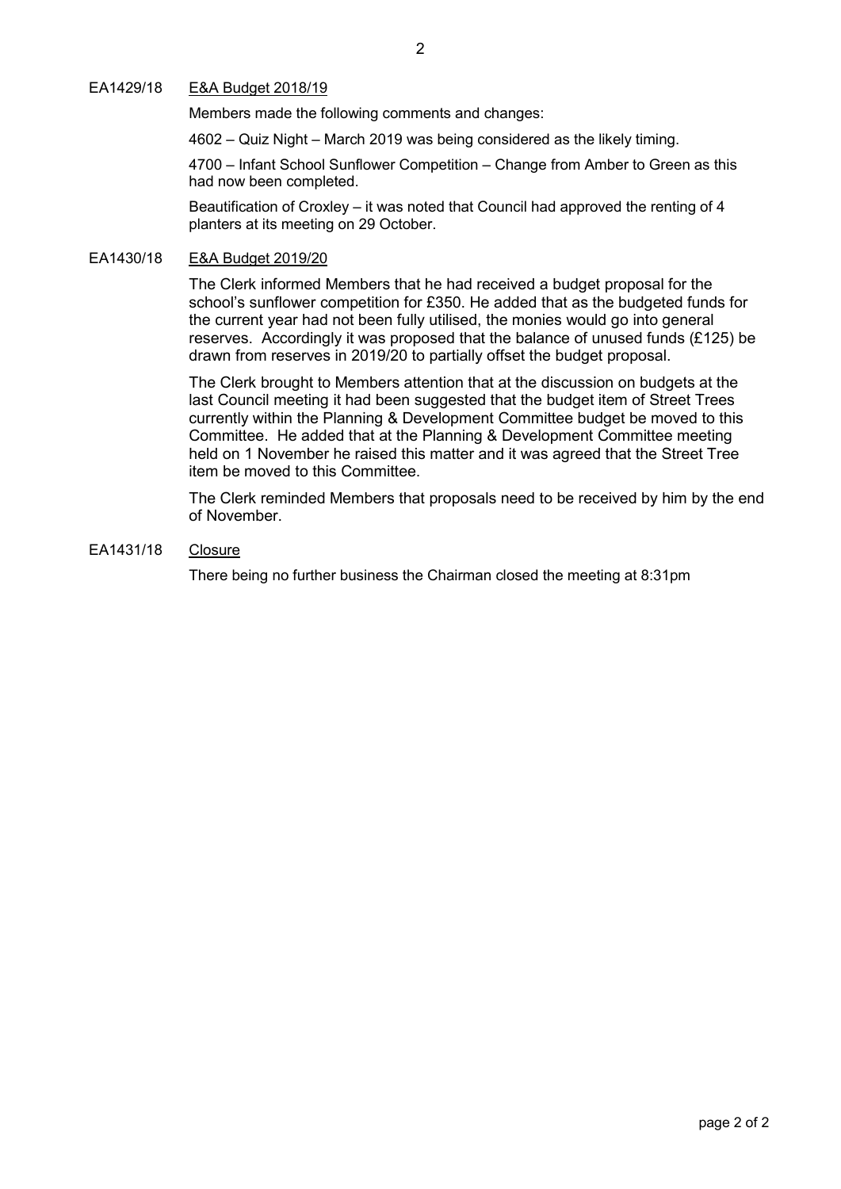**EA1429/18** <u>E&A Budget 2018/19</u>

Members made the following comments and changes:

4602 – Quiz Night – March 2019 was being considered as the likely timing.

4700 – Infant School Sunflower Competition – Change from Amber to Green as this had now been completed.

Beautification of Croxley – it was noted that Council had approved the renting of 4 planters at its meeting on 29 October.

**EA1430/18** <u>E&A Budget 2019/20</u>

The Clerk informed Members that he had received a budget proposal for the school's sunflower competition for £350. He added that as the budgeted funds for the current year had not been fully utilised, the monies would go into general reserves. Accordingly it was proposed that the balance of unused funds (£125) be drawn from reserves in 2019/20 to partially offset the budget proposal.

The Clerk brought to Members attention that at the discussion on budgets at the last Council meeting it had been suggested that the budget item of Street Trees currently within the Planning & Development Committee budget be moved to this Committee. He added that at the Planning & Development Committee meeting held on 1 November he raised this matter and it was agreed that the Street Tree item be moved to this Committee.

The Clerk reminded Members that proposals need to be received by him by the end of November.

**EA1431/18** <u>Closure</u>

There being no further business the Chairman closed the meeting at 8:31pm